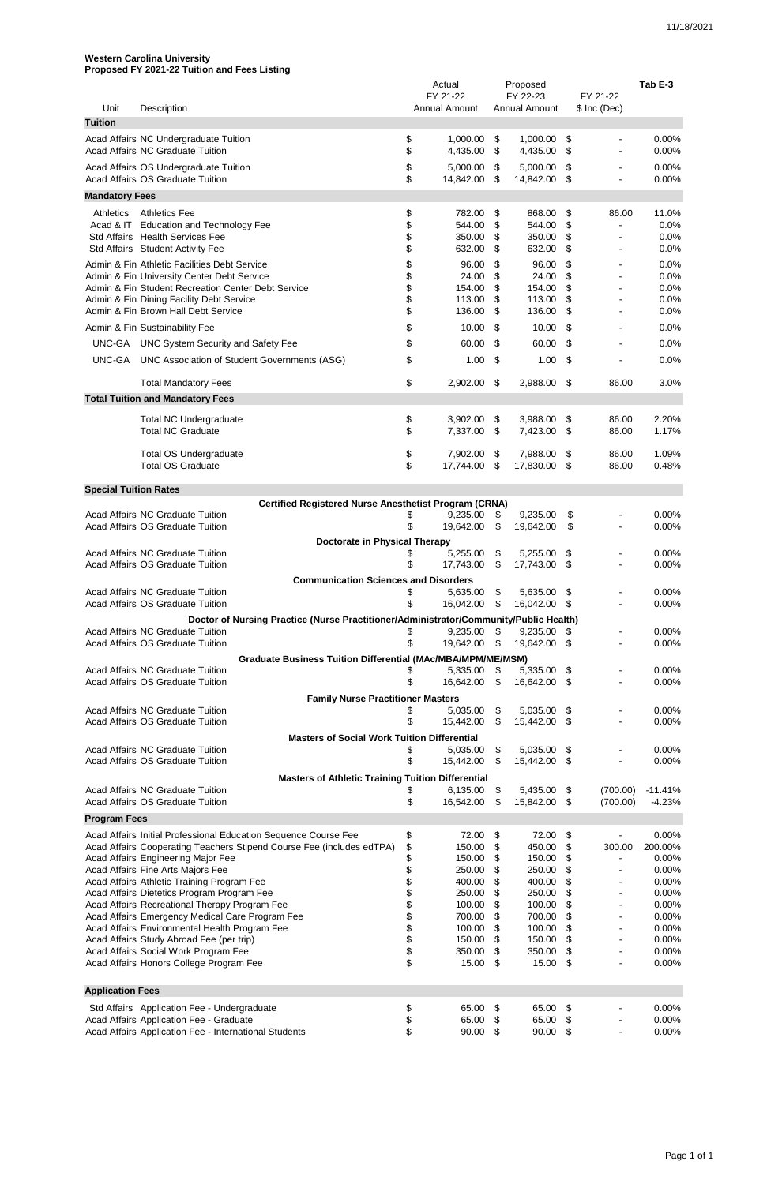11/18/2021

**Western Carolina University**
**Proposed FY 2021-22 Tuition and Fees Listing**

**Tab E-3**

| Unit | Description | Actual FY 21-22 Annual Amount | Proposed FY 22-23 Annual Amount | FY 21-22 $ Inc (Dec) | |
|---|---|---|---|---|---|
| **Tuition** | | | | | |
| Acad Affairs | NC Undergraduate Tuition | $ 1,000.00 | $ 1,000.00 | $ - | 0.00% |
| Acad Affairs | NC Graduate Tuition | $ 4,435.00 | $ 4,435.00 | $ - | 0.00% |
| Acad Affairs | OS Undergraduate Tuition | $ 5,000.00 | $ 5,000.00 | $ - | 0.00% |
| Acad Affairs | OS Graduate Tuition | $ 14,842.00 | $ 14,842.00 | $ - | 0.00% |
| **Mandatory Fees** | | | | | |
| Athletics | Athletics Fee | $ 782.00 | $ 868.00 | $ 86.00 | 11.0% |
| Acad & IT | Education and Technology Fee | $ 544.00 | $ 544.00 | $ - | 0.0% |
| Std Affairs | Health Services Fee | $ 350.00 | $ 350.00 | $ - | 0.0% |
| Std Affairs | Student Activity Fee | $ 632.00 | $ 632.00 | $ - | 0.0% |
| Admin & Fin | Athletic Facilities Debt Service | $ 96.00 | $ 96.00 | $ - | 0.0% |
| Admin & Fin | University Center Debt Service | $ 24.00 | $ 24.00 | $ - | 0.0% |
| Admin & Fin | Student Recreation Center Debt Service | $ 154.00 | $ 154.00 | $ - | 0.0% |
| Admin & Fin | Dining Facility Debt Service | $ 113.00 | $ 113.00 | $ - | 0.0% |
| Admin & Fin | Brown Hall Debt Service | $ 136.00 | $ 136.00 | $ - | 0.0% |
| Admin & Fin | Sustainability Fee | $ 10.00 | $ 10.00 | $ - | 0.0% |
| UNC-GA | UNC System Security and Safety Fee | $ 60.00 | $ 60.00 | $ - | 0.0% |
| UNC-GA | UNC Association of Student Governments (ASG) | $ 1.00 | $ 1.00 | $ - | 0.0% |
| | Total Mandatory Fees | $ 2,902.00 | $ 2,988.00 | $ 86.00 | 3.0% |
| **Total Tuition and Mandatory Fees** | | | | | |
| | Total NC Undergraduate | $ 3,902.00 | $ 3,988.00 | $ 86.00 | 2.20% |
| | Total NC Graduate | $ 7,337.00 | $ 7,423.00 | $ 86.00 | 1.17% |
| | Total OS Undergraduate | $ 7,902.00 | $ 7,988.00 | $ 86.00 | 1.09% |
| | Total OS Graduate | $ 17,744.00 | $ 17,830.00 | $ 86.00 | 0.48% |
| **Special Tuition Rates** | | | | | |
| | **Certified Registered Nurse Anesthetist Program (CRNA)** | | | | |
| Acad Affairs | NC Graduate Tuition | $ 9,235.00 | $ 9,235.00 | $ - | 0.00% |
| Acad Affairs | OS Graduate Tuition | $ 19,642.00 | $ 19,642.00 | $ - | 0.00% |
| | **Doctorate in Physical Therapy** | | | | |
| Acad Affairs | NC Graduate Tuition | $ 5,255.00 | $ 5,255.00 | $ - | 0.00% |
| Acad Affairs | OS Graduate Tuition | $ 17,743.00 | $ 17,743.00 | $ - | 0.00% |
| | **Communication Sciences and Disorders** | | | | |
| Acad Affairs | NC Graduate Tuition | $ 5,635.00 | $ 5,635.00 | $ - | 0.00% |
| Acad Affairs | OS Graduate Tuition | $ 16,042.00 | $ 16,042.00 | $ - | 0.00% |
| | **Doctor of Nursing Practice (Nurse Practitioner/Administrator/Community/Public Health)** | | | | |
| Acad Affairs | NC Graduate Tuition | $ 9,235.00 | $ 9,235.00 | $ - | 0.00% |
| Acad Affairs | OS Graduate Tuition | $ 19,642.00 | $ 19,642.00 | $ - | 0.00% |
| | **Graduate Business Tuition Differential (MAc/MBA/MPM/ME/MSM)** | | | | |
| Acad Affairs | NC Graduate Tuition | $ 5,335.00 | $ 5,335.00 | $ - | 0.00% |
| Acad Affairs | OS Graduate Tuition | $ 16,642.00 | $ 16,642.00 | $ - | 0.00% |
| | **Family Nurse Practitioner Masters** | | | | |
| Acad Affairs | NC Graduate Tuition | $ 5,035.00 | $ 5,035.00 | $ - | 0.00% |
| Acad Affairs | OS Graduate Tuition | $ 15,442.00 | $ 15,442.00 | $ - | 0.00% |
| | **Masters of Social Work Tuition Differential** | | | | |
| Acad Affairs | NC Graduate Tuition | $ 5,035.00 | $ 5,035.00 | $ - | 0.00% |
| Acad Affairs | OS Graduate Tuition | $ 15,442.00 | $ 15,442.00 | $ - | 0.00% |
| | **Masters of Athletic Training Tuition Differential** | | | | |
| Acad Affairs | NC Graduate Tuition | $ 6,135.00 | $ 5,435.00 | $ (700.00) | -11.41% |
| Acad Affairs | OS Graduate Tuition | $ 16,542.00 | $ 15,842.00 | $ (700.00) | -4.23% |
| **Program Fees** | | | | | |
| Acad Affairs | Initial Professional Education Sequence Course Fee | $ 72.00 | $ 72.00 | $ - | 0.00% |
| Acad Affairs | Cooperating Teachers Stipend Course Fee (includes edTPA) | $ 150.00 | $ 450.00 | $ 300.00 | 200.00% |
| Acad Affairs | Engineering Major Fee | $ 150.00 | $ 150.00 | $ - | 0.00% |
| Acad Affairs | Fine Arts Majors Fee | $ 250.00 | $ 250.00 | $ - | 0.00% |
| Acad Affairs | Athletic Training Program Fee | $ 400.00 | $ 400.00 | $ - | 0.00% |
| Acad Affairs | Dietetics Program Program Fee | $ 250.00 | $ 250.00 | $ - | 0.00% |
| Acad Affairs | Recreational Therapy Program Fee | $ 100.00 | $ 100.00 | $ - | 0.00% |
| Acad Affairs | Emergency Medical Care Program Fee | $ 700.00 | $ 700.00 | $ - | 0.00% |
| Acad Affairs | Environmental Health Program Fee | $ 100.00 | $ 100.00 | $ - | 0.00% |
| Acad Affairs | Study Abroad Fee (per trip) | $ 150.00 | $ 150.00 | $ - | 0.00% |
| Acad Affairs | Social Work Program Fee | $ 350.00 | $ 350.00 | $ - | 0.00% |
| Acad Affairs | Honors College Program Fee | $ 15.00 | $ 15.00 | $ - | 0.00% |
| **Application Fees** | | | | | |
| Std Affairs | Application Fee - Undergraduate | $ 65.00 | $ 65.00 | $ - | 0.00% |
| Acad Affairs | Application Fee - Graduate | $ 65.00 | $ 65.00 | $ - | 0.00% |
| Acad Affairs | Application Fee - International Students | $ 90.00 | $ 90.00 | $ - | 0.00% |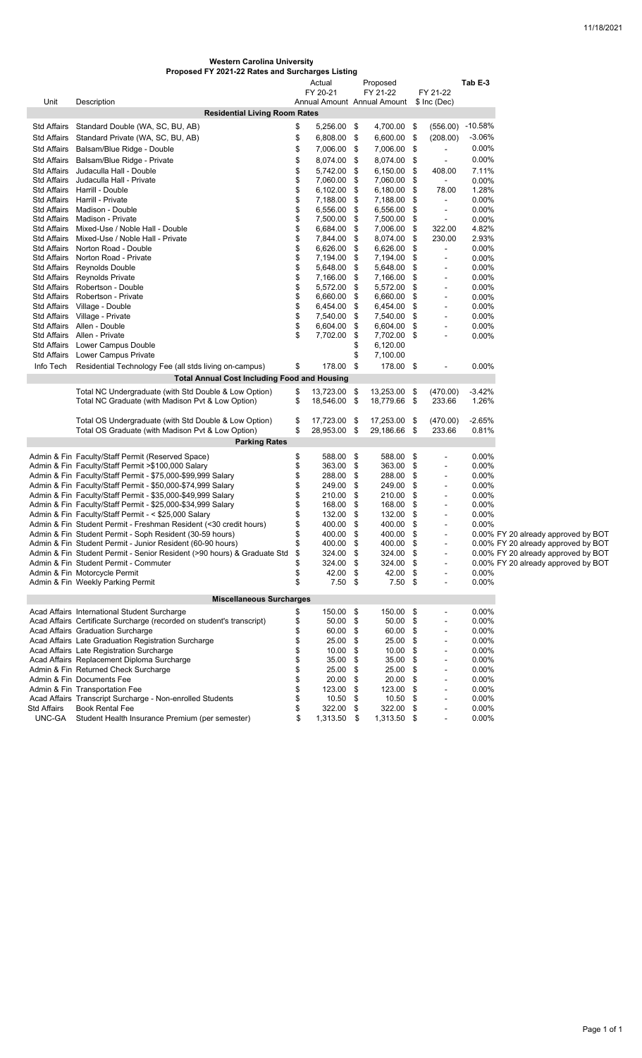# Western Carolina University
## Proposed FY 2021-22 Rates and Surcharges Listing

**Tab E-3**

| Unit | Description | Actual FY 20-21 Annual Amount | Proposed FY 21-22 Annual Amount | FY 21-22 $ Inc (Dec) | | |
|---|---|---|---|---|---|---|
| **Residential Living Room Rates** | | | | | | |
| Std Affairs | Standard Double (WA, SC, BU, AB) | $ 5,256.00 | $ 4,700.00 | $ (556.00) | -10.58% | |
| Std Affairs | Standard Private (WA, SC, BU, AB) | $ 6,808.00 | $ 6,600.00 | $ (208.00) | -3.06% | |
| Std Affairs | Balsam/Blue Ridge - Double | $ 7,006.00 | $ 7,006.00 | $ - | 0.00% | |
| Std Affairs | Balsam/Blue Ridge - Private | $ 8,074.00 | $ 8,074.00 | $ - | 0.00% | |
| Std Affairs | Judaculla Hall - Double | $ 5,742.00 | $ 6,150.00 | $ 408.00 | 7.11% | |
| Std Affairs | Judaculla Hall - Private | $ 7,060.00 | $ 7,060.00 | $ - | 0.00% | |
| Std Affairs | Harrill - Double | $ 6,102.00 | $ 6,180.00 | $ 78.00 | 1.28% | |
| Std Affairs | Harrill - Private | $ 7,188.00 | $ 7,188.00 | $ - | 0.00% | |
| Std Affairs | Madison - Double | $ 6,556.00 | $ 6,556.00 | $ - | 0.00% | |
| Std Affairs | Madison - Private | $ 7,500.00 | $ 7,500.00 | $ - | 0.00% | |
| Std Affairs | Mixed-Use / Noble Hall - Double | $ 6,684.00 | $ 7,006.00 | $ 322.00 | 4.82% | |
| Std Affairs | Mixed-Use / Noble Hall - Private | $ 7,844.00 | $ 8,074.00 | $ 230.00 | 2.93% | |
| Std Affairs | Norton Road - Double | $ 6,626.00 | $ 6,626.00 | $ - | 0.00% | |
| Std Affairs | Norton Road - Private | $ 7,194.00 | $ 7,194.00 | $ - | 0.00% | |
| Std Affairs | Reynolds Double | $ 5,648.00 | $ 5,648.00 | $ - | 0.00% | |
| Std Affairs | Reynolds Private | $ 7,166.00 | $ 7,166.00 | $ - | 0.00% | |
| Std Affairs | Robertson - Double | $ 5,572.00 | $ 5,572.00 | $ - | 0.00% | |
| Std Affairs | Robertson - Private | $ 6,660.00 | $ 6,660.00 | $ - | 0.00% | |
| Std Affairs | Village - Double | $ 6,454.00 | $ 6,454.00 | $ - | 0.00% | |
| Std Affairs | Village - Private | $ 7,540.00 | $ 7,540.00 | $ - | 0.00% | |
| Std Affairs | Allen - Double | $ 6,604.00 | $ 6,604.00 | $ - | 0.00% | |
| Std Affairs | Allen - Private | $ 7,702.00 | $ 7,702.00 | $ - | 0.00% | |
| Std Affairs | Lower Campus Double | | $ 6,120.00 | | | |
| Std Affairs | Lower Campus Private | | $ 7,100.00 | | | |
| Info Tech | Residential Technology Fee (all stds living on-campus) | $ 178.00 | $ 178.00 | $ - | 0.00% | |
| **Total Annual Cost Including Food and Housing** | | | | | | |
| | Total NC Undergraduate (with Std Double & Low Option) | $ 13,723.00 | $ 13,253.00 | $ (470.00) | -3.42% | |
| | Total NC Graduate (with Madison Pvt & Low Option) | $ 18,546.00 | $ 18,779.66 | $ 233.66 | 1.26% | |
| | Total OS Undergraduate (with Std Double & Low Option) | $ 17,723.00 | $ 17,253.00 | $ (470.00) | -2.65% | |
| | Total OS Graduate (with Madison Pvt & Low Option) | $ 28,953.00 | $ 29,186.66 | $ 233.66 | 0.81% | |
| **Parking Rates** | | | | | | |
| Admin & Fin | Faculty/Staff Permit (Reserved Space) | $ 588.00 | $ 588.00 | $ - | 0.00% | |
| Admin & Fin | Faculty/Staff Permit >$100,000 Salary | $ 363.00 | $ 363.00 | $ - | 0.00% | |
| Admin & Fin | Faculty/Staff Permit - $75,000-$99,999 Salary | $ 288.00 | $ 288.00 | $ - | 0.00% | |
| Admin & Fin | Faculty/Staff Permit - $50,000-$74,999 Salary | $ 249.00 | $ 249.00 | $ - | 0.00% | |
| Admin & Fin | Faculty/Staff Permit - $35,000-$49,999 Salary | $ 210.00 | $ 210.00 | $ - | 0.00% | |
| Admin & Fin | Faculty/Staff Permit - $25,000-$34,999 Salary | $ 168.00 | $ 168.00 | $ - | 0.00% | |
| Admin & Fin | Faculty/Staff Permit - < $25,000 Salary | $ 132.00 | $ 132.00 | $ - | 0.00% | |
| Admin & Fin | Student Permit - Freshman Resident (<30 credit hours) | $ 400.00 | $ 400.00 | $ - | 0.00% | |
| Admin & Fin | Student Permit - Soph Resident (30-59 hours) | $ 400.00 | $ 400.00 | $ - | 0.00% | FY 20 already approved by BOT |
| Admin & Fin | Student Permit - Junior Resident (60-90 hours) | $ 400.00 | $ 400.00 | $ - | 0.00% | FY 20 already approved by BOT |
| Admin & Fin | Student Permit - Senior Resident (>90 hours) & Graduate Std | $ 324.00 | $ 324.00 | $ - | 0.00% | FY 20 already approved by BOT |
| Admin & Fin | Student Permit - Commuter | $ 324.00 | $ 324.00 | $ - | 0.00% | FY 20 already approved by BOT |
| Admin & Fin | Motorcycle Permit | $ 42.00 | $ 42.00 | $ - | 0.00% | |
| Admin & Fin | Weekly Parking Permit | $ 7.50 | $ 7.50 | $ - | 0.00% | |
| **Miscellaneous Surcharges** | | | | | | |
| Acad Affairs | International Student Surcharge | $ 150.00 | $ 150.00 | $ - | 0.00% | |
| Acad Affairs | Certificate Surcharge (recorded on student's transcript) | $ 50.00 | $ 50.00 | $ - | 0.00% | |
| Acad Affairs | Graduation Surcharge | $ 60.00 | $ 60.00 | $ - | 0.00% | |
| Acad Affairs | Late Graduation Registration Surcharge | $ 25.00 | $ 25.00 | $ - | 0.00% | |
| Acad Affairs | Late Registration Surcharge | $ 10.00 | $ 10.00 | $ - | 0.00% | |
| Acad Affairs | Replacement Diploma Surcharge | $ 35.00 | $ 35.00 | $ - | 0.00% | |
| Admin & Fin | Returned Check Surcharge | $ 25.00 | $ 25.00 | $ - | 0.00% | |
| Admin & Fin | Documents Fee | $ 20.00 | $ 20.00 | $ - | 0.00% | |
| Admin & Fin | Transportation Fee | $ 123.00 | $ 123.00 | $ - | 0.00% | |
| Acad Affairs | Transcript Surcharge - Non-enrolled Students | $ 10.50 | $ 10.50 | $ - | 0.00% | |
| Std Affairs | Book Rental Fee | $ 322.00 | $ 322.00 | $ - | 0.00% | |
| UNC-GA | Student Health Insurance Premium (per semester) | $ 1,313.50 | $ 1,313.50 | $ - | 0.00% | |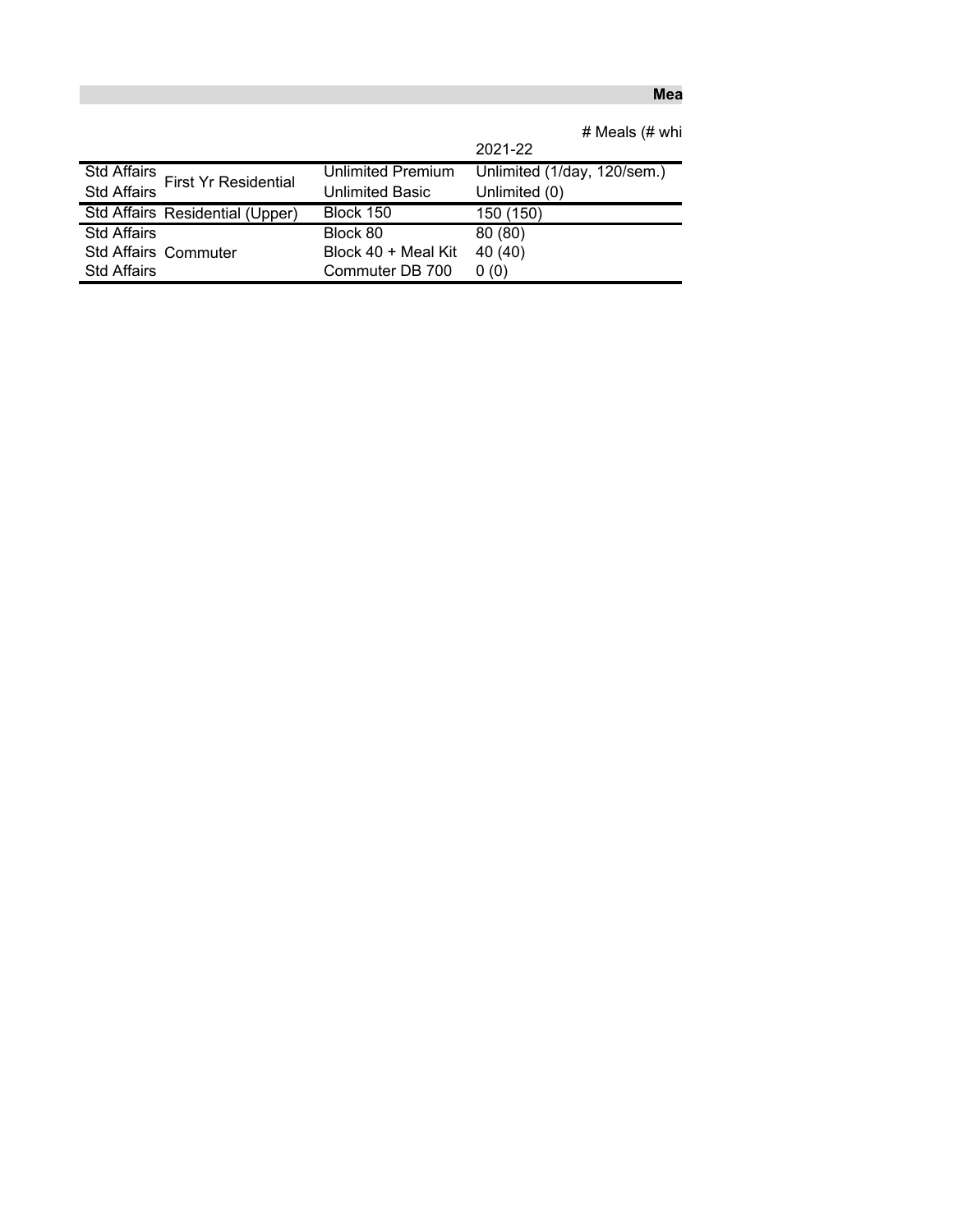**Mea**

| | | | # Meals (# whi |
|---|---|---|---|
| | | | 2021-22 |
| Std Affairs | First Yr Residential | Unlimited Premium | Unlimited (1/day, 120/sem.) |
| Std Affairs | | Unlimited Basic | Unlimited (0) |
| Std Affairs | Residential (Upper) | Block 150 | 150 (150) |
| Std Affairs | Commuter | Block 80 | 80 (80) |
| Std Affairs | | Block 40 + Meal Kit | 40 (40) |
| Std Affairs | | Commuter DB 700 | 0 (0) |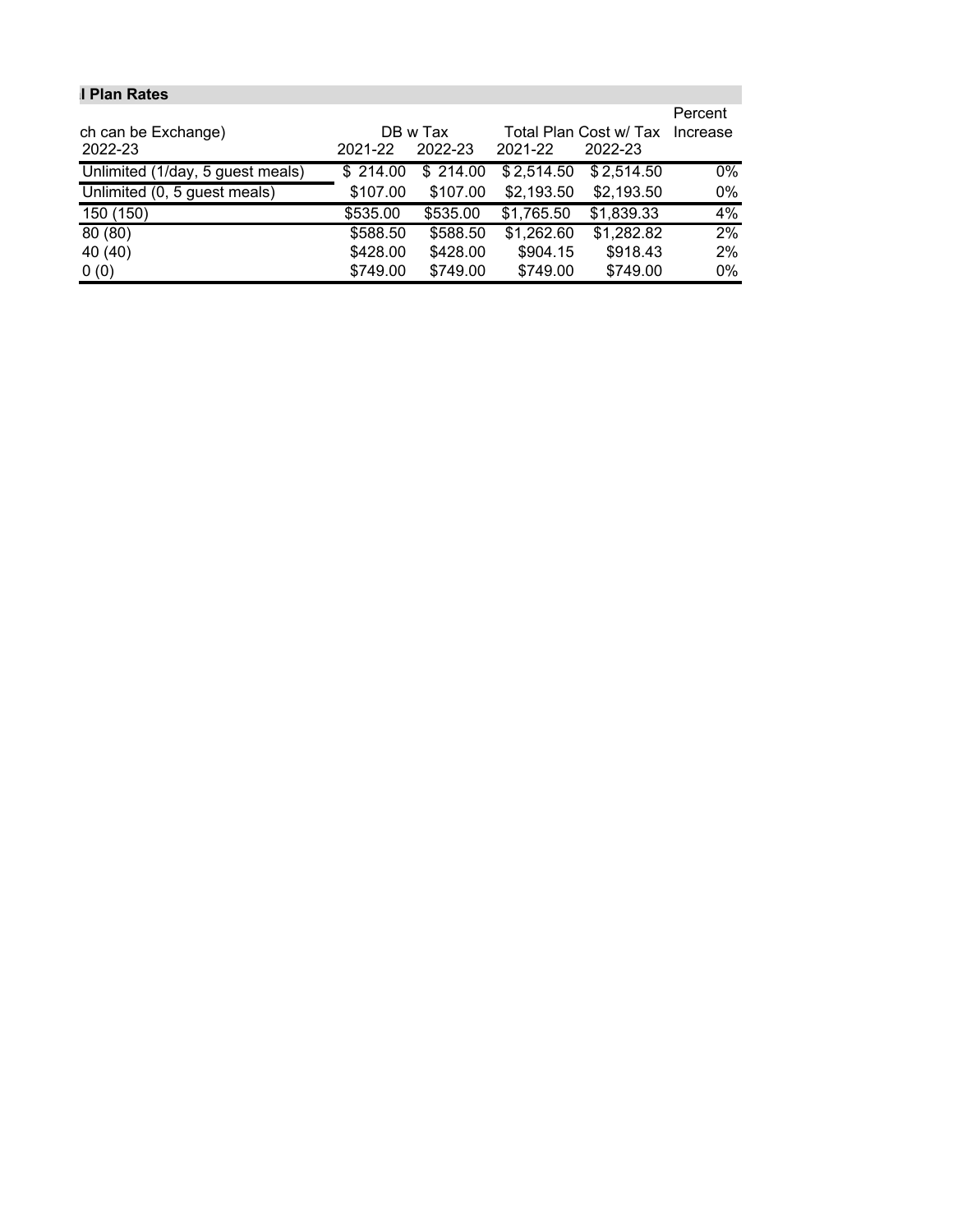## l Plan Rates

| ch can be Exchange) | DB w Tax | | Total Plan Cost w/ Tax | | Percent Increase |
|---|---|---|---|---|---|
| 2022-23 | 2021-22 | 2022-23 | 2021-22 | 2022-23 | |
| Unlimited (1/day, 5 guest meals) | $ 214.00 | $ 214.00 | $ 2,514.50 | $ 2,514.50 | 0% |
| Unlimited (0, 5 guest meals) | $107.00 | $107.00 | $2,193.50 | $2,193.50 | 0% |
| 150 (150) | $535.00 | $535.00 | $1,765.50 | $1,839.33 | 4% |
| 80 (80) | $588.50 | $588.50 | $1,262.60 | $1,282.82 | 2% |
| 40 (40) | $428.00 | $428.00 | $904.15 | $918.43 | 2% |
| 0 (0) | $749.00 | $749.00 | $749.00 | $749.00 | 0% |